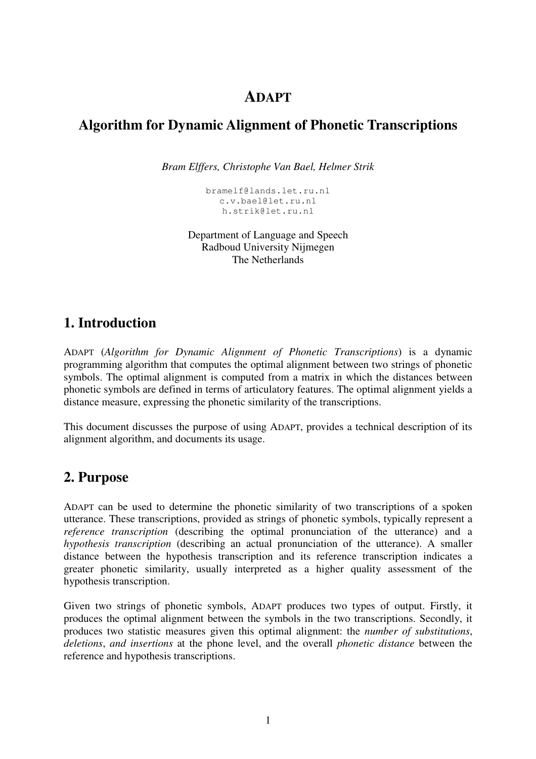# ADAPT

## Algorithm for Dynamic Alignment of Phonetic Transcriptions

*Bram Elffers, Christophe Van Bael, Helmer Strik*

bramelf@lands.let.ru.nl
c.v.bael@let.ru.nl
h.strik@let.ru.nl

Department of Language and Speech
Radboud University Nijmegen
The Netherlands

## 1. Introduction

ADAPT (*Algorithm for Dynamic Alignment of Phonetic Transcriptions*) is a dynamic programming algorithm that computes the optimal alignment between two strings of phonetic symbols. The optimal alignment is computed from a matrix in which the distances between phonetic symbols are defined in terms of articulatory features. The optimal alignment yields a distance measure, expressing the phonetic similarity of the transcriptions.

This document discusses the purpose of using ADAPT, provides a technical description of its alignment algorithm, and documents its usage.

## 2. Purpose

ADAPT can be used to determine the phonetic similarity of two transcriptions of a spoken utterance. These transcriptions, provided as strings of phonetic symbols, typically represent a *reference transcription* (describing the optimal pronunciation of the utterance) and a *hypothesis transcription* (describing an actual pronunciation of the utterance). A smaller distance between the hypothesis transcription and its reference transcription indicates a greater phonetic similarity, usually interpreted as a higher quality assessment of the hypothesis transcription.

Given two strings of phonetic symbols, ADAPT produces two types of output. Firstly, it produces the optimal alignment between the symbols in the two transcriptions. Secondly, it produces two statistic measures given this optimal alignment: the *number of substitutions*, *deletions*, *and insertions* at the phone level, and the overall *phonetic distance* between the reference and hypothesis transcriptions.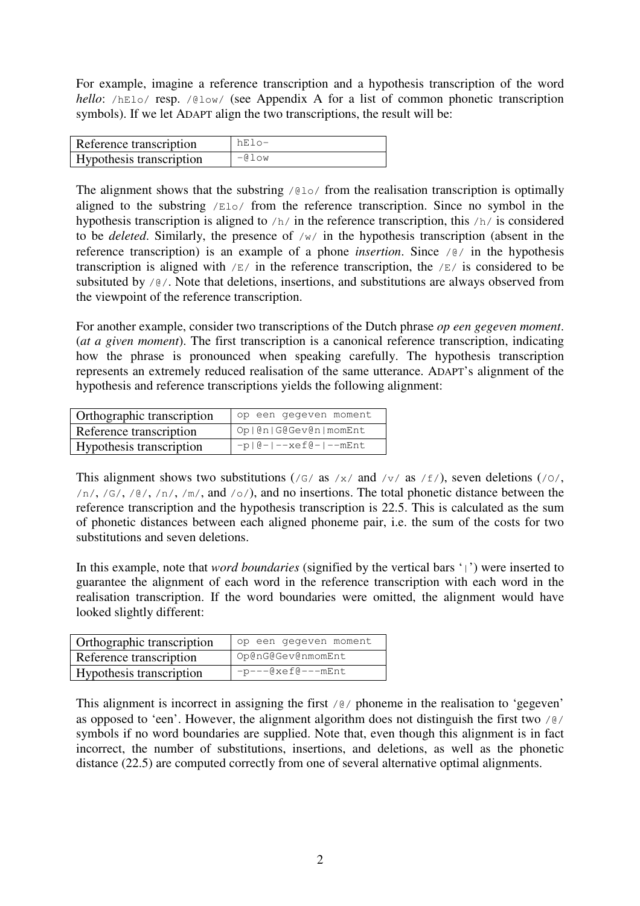For example, imagine a reference transcription and a hypothesis transcription of the word *hello*: `/hElo/` resp. `/@low/` (see Appendix A for a list of common phonetic transcription symbols). If we let ADAPT align the two transcriptions, the result will be:

| Reference transcription | `hElo-` |
|---|---|
| Hypothesis transcription | `-@low` |

The alignment shows that the substring `/@lo/` from the realisation transcription is optimally aligned to the substring `/Elo/` from the reference transcription. Since no symbol in the hypothesis transcription is aligned to `/h/` in the reference transcription, this `/h/` is considered to be *deleted*. Similarly, the presence of `/w/` in the hypothesis transcription (absent in the reference transcription) is an example of a phone *insertion*. Since `/@/` in the hypothesis transcription is aligned with `/E/` in the reference transcription, the `/E/` is considered to be subsituted by `/@/`. Note that deletions, insertions, and substitutions are always observed from the viewpoint of the reference transcription.

For another example, consider two transcriptions of the Dutch phrase *op een gegeven moment*. (*at a given moment*). The first transcription is a canonical reference transcription, indicating how the phrase is pronounced when speaking carefully. The hypothesis transcription represents an extremely reduced realisation of the same utterance. ADAPT's alignment of the hypothesis and reference transcriptions yields the following alignment:

| Orthographic transcription | `op een gegeven moment` |
|---|---|
| Reference transcription | `Op|@n|G@Gev@n|momEnt` |
| Hypothesis transcription | `-p|@-|--xef@-|--mEnt` |

This alignment shows two substitutions (`/G/` as `/x/` and `/v/` as `/f/`), seven deletions (`/O/`, `/n/`, `/G/`, `/@/`, `/n/`, `/m/`, and `/o/`), and no insertions. The total phonetic distance between the reference transcription and the hypothesis transcription is 22.5. This is calculated as the sum of phonetic distances between each aligned phoneme pair, i.e. the sum of the costs for two substitutions and seven deletions.

In this example, note that *word boundaries* (signified by the vertical bars '`|`') were inserted to guarantee the alignment of each word in the reference transcription with each word in the realisation transcription. If the word boundaries were omitted, the alignment would have looked slightly different:

| Orthographic transcription | `op een gegeven moment` |
|---|---|
| Reference transcription | `Op@nG@Gev@nmomEnt` |
| Hypothesis transcription | `-p---@xef@---mEnt` |

This alignment is incorrect in assigning the first `/@/` phoneme in the realisation to 'gegeven' as opposed to 'een'. However, the alignment algorithm does not distinguish the first two `/@/` symbols if no word boundaries are supplied. Note that, even though this alignment is in fact incorrect, the number of substitutions, insertions, and deletions, as well as the phonetic distance (22.5) are computed correctly from one of several alternative optimal alignments.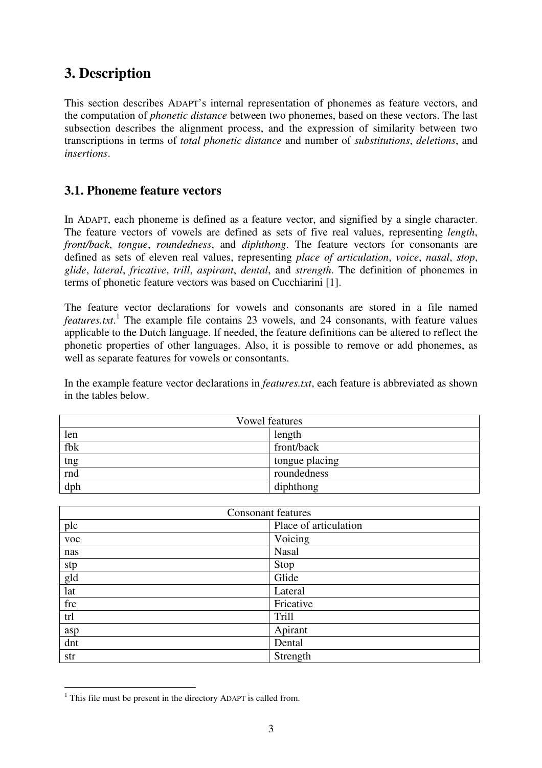# 3. Description

This section describes ADAPT's internal representation of phonemes as feature vectors, and the computation of *phonetic distance* between two phonemes, based on these vectors. The last subsection describes the alignment process, and the expression of similarity between two transcriptions in terms of *total phonetic distance* and number of *substitutions*, *deletions*, and *insertions*.

## 3.1. Phoneme feature vectors

In ADAPT, each phoneme is defined as a feature vector, and signified by a single character. The feature vectors of vowels are defined as sets of five real values, representing *length*, *front/back*, *tongue*, *roundedness*, and *diphthong*. The feature vectors for consonants are defined as sets of eleven real values, representing *place of articulation*, *voice*, *nasal*, *stop*, *glide*, *lateral*, *fricative*, *trill*, *aspirant*, *dental*, and *strength*. The definition of phonemes in terms of phonetic feature vectors was based on Cucchiarini [1].

The feature vector declarations for vowels and consonants are stored in a file named *features.txt*.[1] The example file contains 23 vowels, and 24 consonants, with feature values applicable to the Dutch language. If needed, the feature definitions can be altered to reflect the phonetic properties of other languages. Also, it is possible to remove or add phonemes, as well as separate features for vowels or consonants.

In the example feature vector declarations in *features.txt*, each feature is abbreviated as shown in the tables below.

| Vowel features | |
|---|---|
| len | length |
| fbk | front/back |
| tng | tongue placing |
| rnd | roundedness |
| dph | diphthong |

| Consonant features | |
|---|---|
| plc | Place of articulation |
| voc | Voicing |
| nas | Nasal |
| stp | Stop |
| gld | Glide |
| lat | Lateral |
| frc | Fricative |
| trl | Trill |
| asp | Apirant |
| dnt | Dental |
| str | Strength |

[1] This file must be present in the directory ADAPT is called from.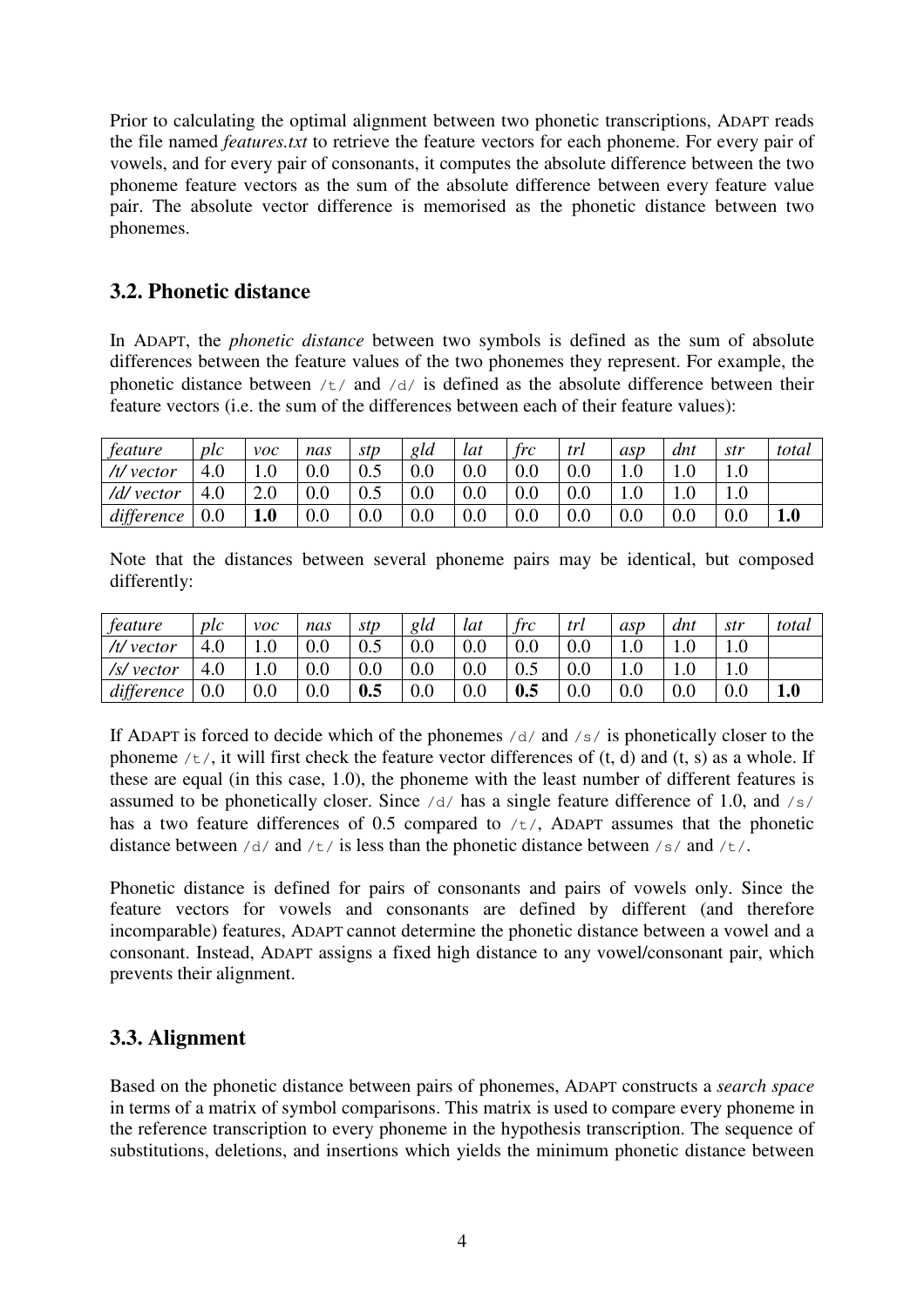Prior to calculating the optimal alignment between two phonetic transcriptions, ADAPT reads the file named *features.txt* to retrieve the feature vectors for each phoneme. For every pair of vowels, and for every pair of consonants, it computes the absolute difference between the two phoneme feature vectors as the sum of the absolute difference between every feature value pair. The absolute vector difference is memorised as the phonetic distance between two phonemes.

## 3.2. Phonetic distance

In ADAPT, the *phonetic distance* between two symbols is defined as the sum of absolute differences between the feature values of the two phonemes they represent. For example, the phonetic distance between `/t/` and `/d/` is defined as the absolute difference between their feature vectors (i.e. the sum of the differences between each of their feature values):

| *feature* | *plc* | *voc* | *nas* | *stp* | *gld* | *lat* | *frc* | *trl* | *asp* | *dnt* | *str* | *total* |
|---|---|---|---|---|---|---|---|---|---|---|---|---|
| */t/ vector* | 4.0 | 1.0 | 0.0 | 0.5 | 0.0 | 0.0 | 0.0 | 0.0 | 1.0 | 1.0 | 1.0 | |
| */d/ vector* | 4.0 | 2.0 | 0.0 | 0.5 | 0.0 | 0.0 | 0.0 | 0.0 | 1.0 | 1.0 | 1.0 | |
| *difference* | 0.0 | **1.0** | 0.0 | 0.0 | 0.0 | 0.0 | 0.0 | 0.0 | 0.0 | 0.0 | 0.0 | **1.0** |

Note that the distances between several phoneme pairs may be identical, but composed differently:

| *feature* | *plc* | *voc* | *nas* | *stp* | *gld* | *lat* | *frc* | *trl* | *asp* | *dnt* | *str* | *total* |
|---|---|---|---|---|---|---|---|---|---|---|---|---|
| */t/ vector* | 4.0 | 1.0 | 0.0 | 0.5 | 0.0 | 0.0 | 0.0 | 0.0 | 1.0 | 1.0 | 1.0 | |
| */s/ vector* | 4.0 | 1.0 | 0.0 | 0.0 | 0.0 | 0.0 | 0.5 | 0.0 | 1.0 | 1.0 | 1.0 | |
| *difference* | 0.0 | 0.0 | 0.0 | **0.5** | 0.0 | 0.0 | **0.5** | 0.0 | 0.0 | 0.0 | 0.0 | **1.0** |

If ADAPT is forced to decide which of the phonemes `/d/` and `/s/` is phonetically closer to the phoneme `/t/`, it will first check the feature vector differences of (t, d) and (t, s) as a whole. If these are equal (in this case, 1.0), the phoneme with the least number of different features is assumed to be phonetically closer. Since `/d/` has a single feature difference of 1.0, and `/s/` has a two feature differences of 0.5 compared to `/t/`, ADAPT assumes that the phonetic distance between `/d/` and `/t/` is less than the phonetic distance between `/s/` and `/t/`.

Phonetic distance is defined for pairs of consonants and pairs of vowels only. Since the feature vectors for vowels and consonants are defined by different (and therefore incomparable) features, ADAPT cannot determine the phonetic distance between a vowel and a consonant. Instead, ADAPT assigns a fixed high distance to any vowel/consonant pair, which prevents their alignment.

## 3.3. Alignment

Based on the phonetic distance between pairs of phonemes, ADAPT constructs a *search space* in terms of a matrix of symbol comparisons. This matrix is used to compare every phoneme in the reference transcription to every phoneme in the hypothesis transcription. The sequence of substitutions, deletions, and insertions which yields the minimum phonetic distance between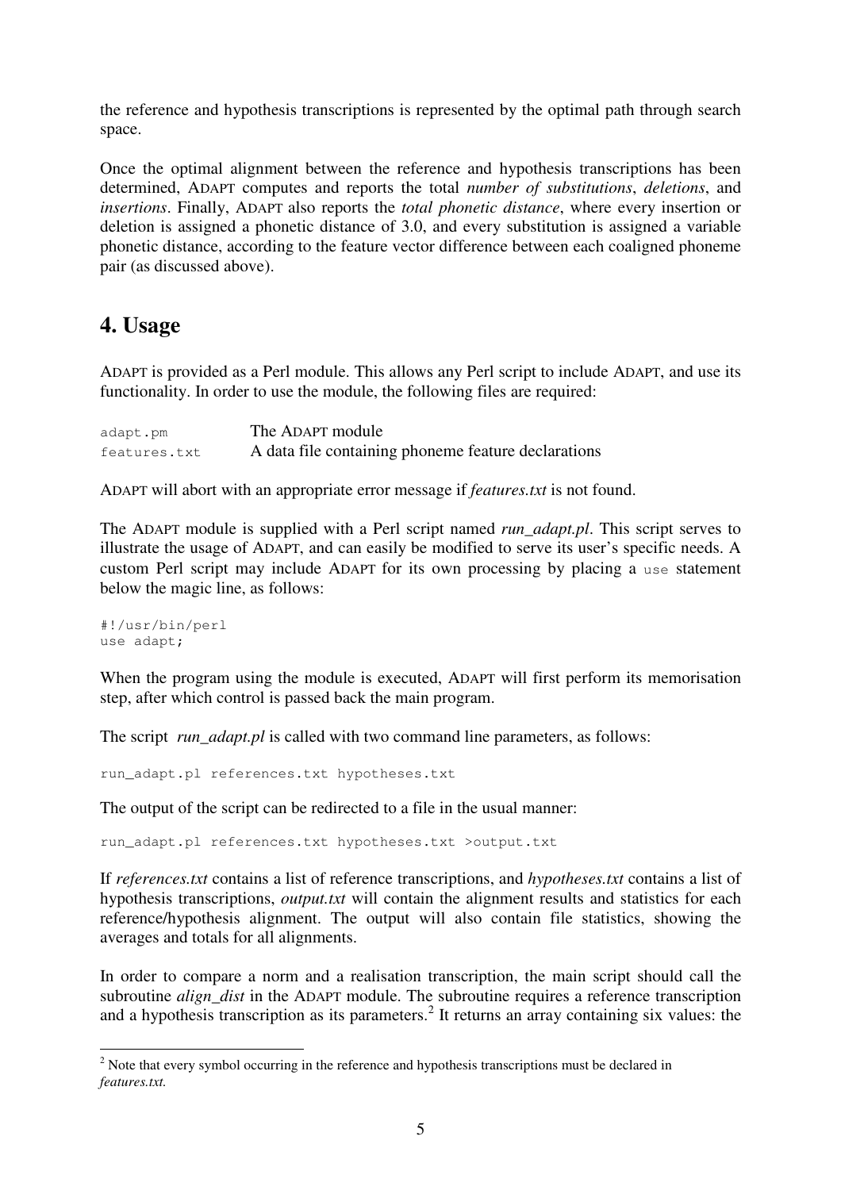the reference and hypothesis transcriptions is represented by the optimal path through search space.

Once the optimal alignment between the reference and hypothesis transcriptions has been determined, ADAPT computes and reports the total *number of substitutions*, *deletions*, and *insertions*. Finally, ADAPT also reports the *total phonetic distance*, where every insertion or deletion is assigned a phonetic distance of 3.0, and every substitution is assigned a variable phonetic distance, according to the feature vector difference between each coaligned phoneme pair (as discussed above).

## 4. Usage

ADAPT is provided as a Perl module. This allows any Perl script to include ADAPT, and use its functionality. In order to use the module, the following files are required:

| | |
|---|---|
| `adapt.pm` | The ADAPT module |
| `features.txt` | A data file containing phoneme feature declarations |

ADAPT will abort with an appropriate error message if *features.txt* is not found.

The ADAPT module is supplied with a Perl script named *run_adapt.pl*. This script serves to illustrate the usage of ADAPT, and can easily be modified to serve its user's specific needs. A custom Perl script may include ADAPT for its own processing by placing a `use` statement below the magic line, as follows:

```
#!/usr/bin/perl
use adapt;
```

When the program using the module is executed, ADAPT will first perform its memorisation step, after which control is passed back the main program.

The script *run_adapt.pl* is called with two command line parameters, as follows:

```
run_adapt.pl references.txt hypotheses.txt
```

The output of the script can be redirected to a file in the usual manner:

```
run_adapt.pl references.txt hypotheses.txt >output.txt
```

If *references.txt* contains a list of reference transcriptions, and *hypotheses.txt* contains a list of hypothesis transcriptions, *output.txt* will contain the alignment results and statistics for each reference/hypothesis alignment. The output will also contain file statistics, showing the averages and totals for all alignments.

In order to compare a norm and a realisation transcription, the main script should call the subroutine *align_dist* in the ADAPT module. The subroutine requires a reference transcription and a hypothesis transcription as its parameters.[2] It returns an array containing six values: the

[2] Note that every symbol occurring in the reference and hypothesis transcriptions must be declared in *features.txt.*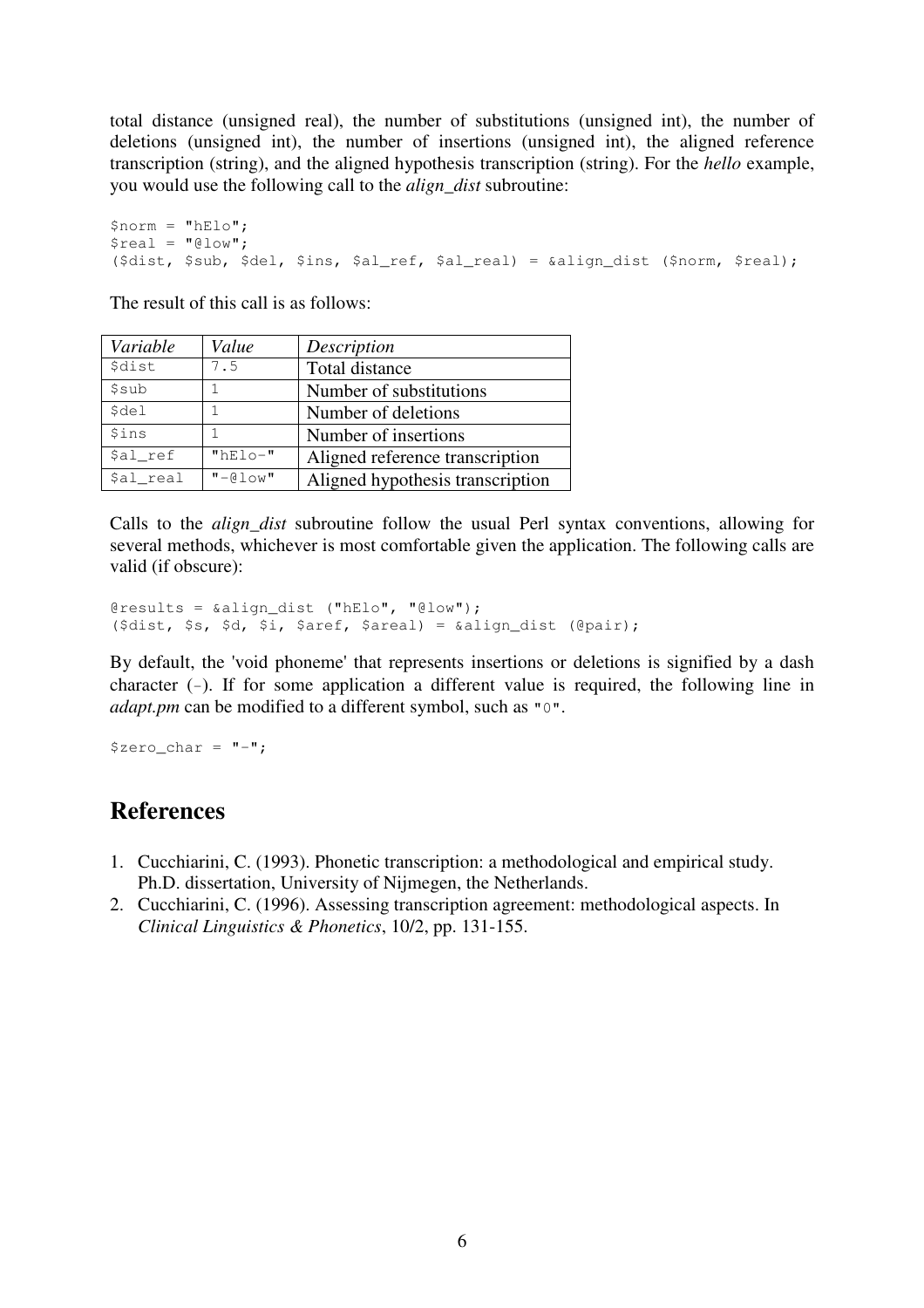total distance (unsigned real), the number of substitutions (unsigned int), the number of deletions (unsigned int), the number of insertions (unsigned int), the aligned reference transcription (string), and the aligned hypothesis transcription (string). For the *hello* example, you would use the following call to the *align_dist* subroutine:

```
$norm = "hElo";
$real = "@low";
($dist, $sub, $del, $ins, $al_ref, $al_real) = &align_dist ($norm, $real);
```

The result of this call is as follows:

| *Variable* | *Value* | *Description* |
|---|---|---|
| `$dist` | `7.5` | Total distance |
| `$sub` | `1` | Number of substitutions |
| `$del` | `1` | Number of deletions |
| `$ins` | `1` | Number of insertions |
| `$al_ref` | `"hElo-"` | Aligned reference transcription |
| `$al_real` | `"-@low"` | Aligned hypothesis transcription |

Calls to the *align_dist* subroutine follow the usual Perl syntax conventions, allowing for several methods, whichever is most comfortable given the application. The following calls are valid (if obscure):

```
@results = &align_dist ("hElo", "@low");
($dist, $s, $d, $i, $aref, $areal) = &align_dist (@pair);
```

By default, the 'void phoneme' that represents insertions or deletions is signified by a dash character (`-`). If for some application a different value is required, the following line in *adapt.pm* can be modified to a different symbol, such as `"0"`.

```
$zero_char = "-";
```

## References

1. Cucchiarini, C. (1993). Phonetic transcription: a methodological and empirical study. Ph.D. dissertation, University of Nijmegen, the Netherlands.
2. Cucchiarini, C. (1996). Assessing transcription agreement: methodological aspects. In *Clinical Linguistics & Phonetics*, 10/2, pp. 131-155.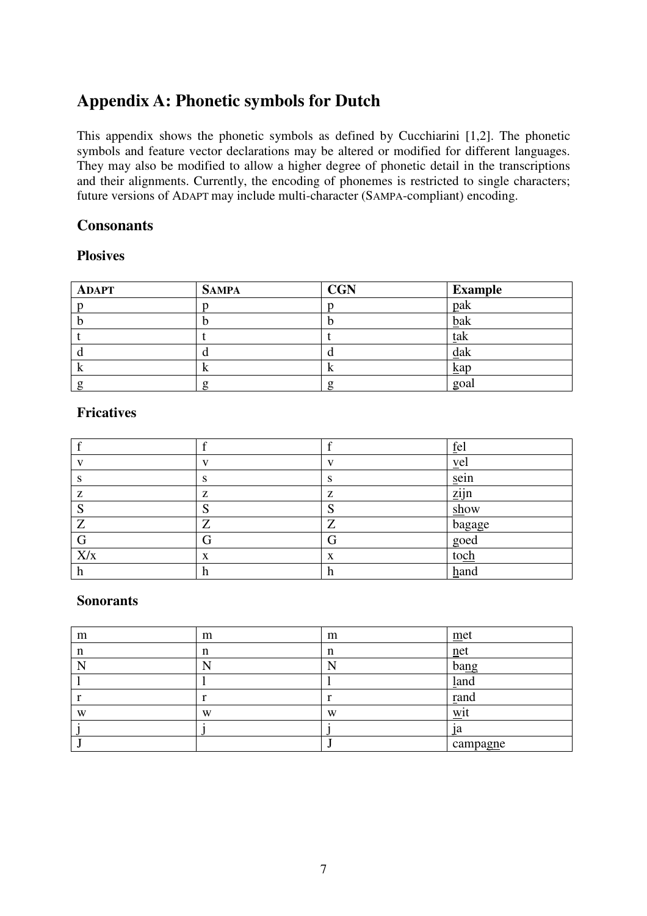# Appendix A: Phonetic symbols for Dutch

This appendix shows the phonetic symbols as defined by Cucchiarini [1,2]. The phonetic symbols and feature vector declarations may be altered or modified for different languages. They may also be modified to allow a higher degree of phonetic detail in the transcriptions and their alignments. Currently, the encoding of phonemes is restricted to single characters; future versions of ADAPT may include multi-character (SAMPA-compliant) encoding.

## Consonants

### Plosives

| **ADAPT** | **SAMPA** | **CGN** | **Example** |
|---|---|---|---|
| p | p | p | pak |
| b | b | b | bak |
| t | t | t | tak |
| d | d | d | dak |
| k | k | k | kap |
| g | g | g | goal |

### Fricatives

| | | | |
|---|---|---|---|
| f | f | f | fel |
| v | v | v | vel |
| s | s | s | sein |
| z | z | z | zijn |
| S | S | S | show |
| Z | Z | Z | bagage |
| G | G | G | goed |
| X/x | x | x | toch |
| h | h | h | hand |

### Sonorants

| | | | |
|---|---|---|---|
| m | m | m | met |
| n | n | n | net |
| N | N | N | bang |
| l | l | l | land |
| r | r | r | rand |
| w | w | w | wit |
| j | j | j | ja |
| J | | J | campagne |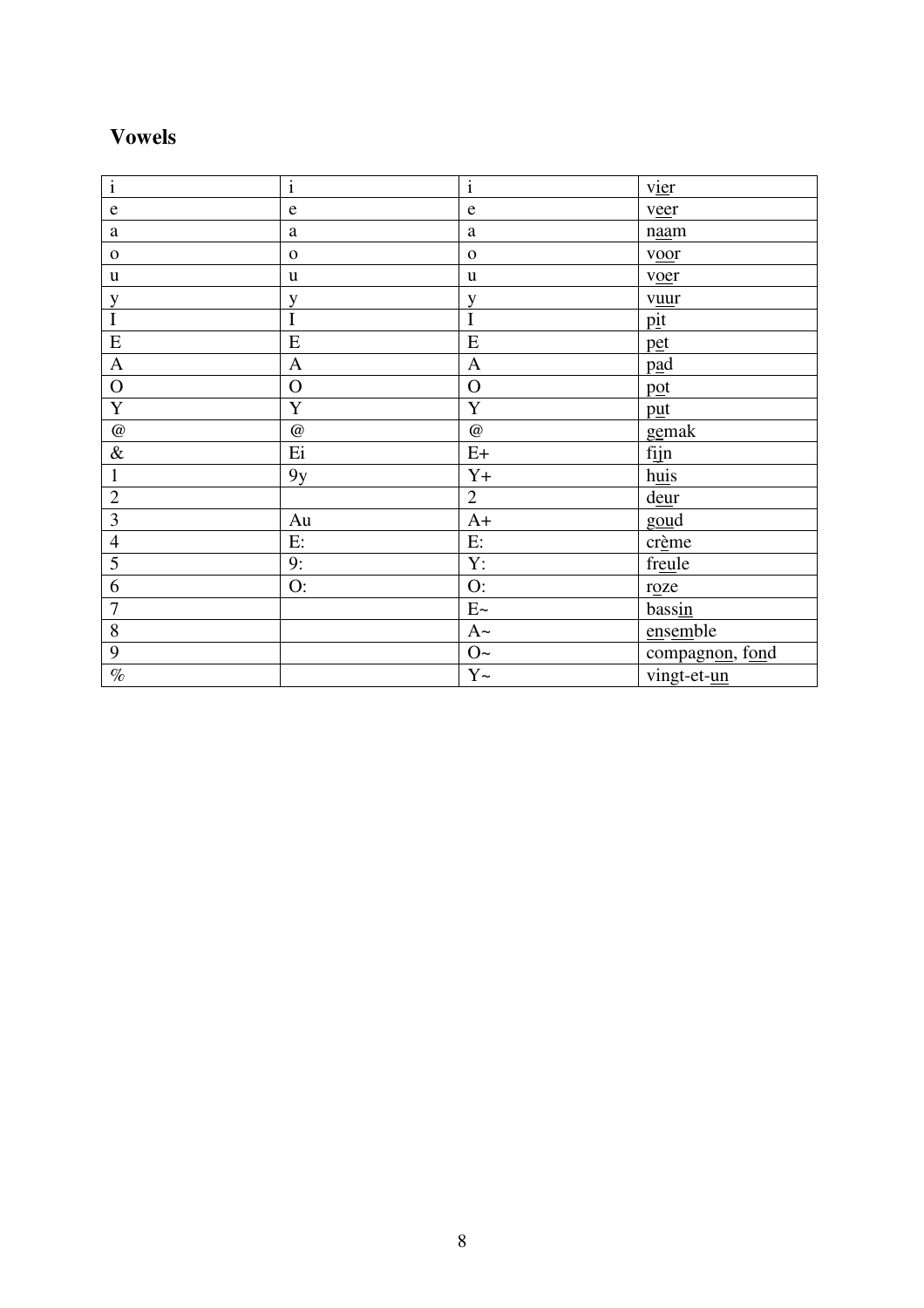## Vowels

| i | i | i | vier |
|---|---|---|---|
| e | e | e | veer |
| a | a | a | naam |
| o | o | o | voor |
| u | u | u | voer |
| y | y | y | vuur |
| I | I | I | pit |
| E | E | E | pet |
| A | A | A | pad |
| O | O | O | pot |
| Y | Y | Y | put |
| @ | @ | @ | gemak |
| & | Ei | E+ | fijn |
| 1 | 9y | Y+ | huis |
| 2 | | 2 | deur |
| 3 | Au | A+ | goud |
| 4 | E: | E: | crème |
| 5 | 9: | Y: | freule |
| 6 | O: | O: | roze |
| 7 | | E~ | bassin |
| 8 | | A~ | ensemble |
| 9 | | O~ | compagnon, fond |
| % | | Y~ | vingt-et-un |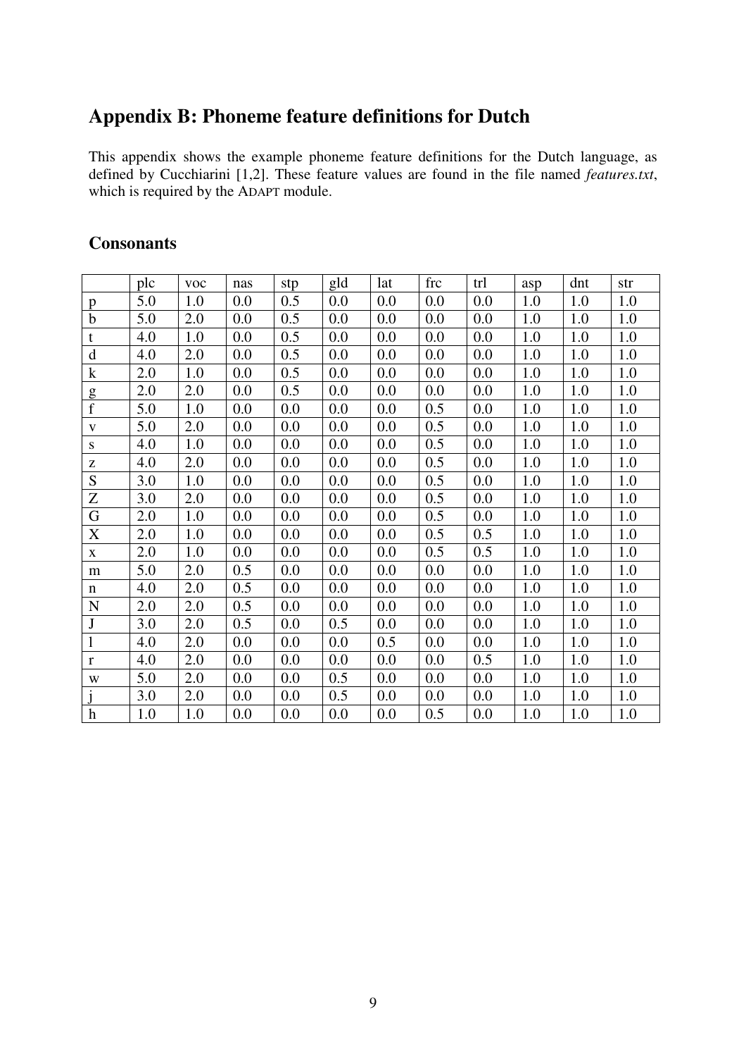## Appendix B: Phoneme feature definitions for Dutch

This appendix shows the example phoneme feature definitions for the Dutch language, as defined by Cucchiarini [1,2]. These feature values are found in the file named *features.txt*, which is required by the ADAPT module.

### Consonants

| | plc | voc | nas | stp | gld | lat | frc | trl | asp | dnt | str |
|---|---|---|---|---|---|---|---|---|---|---|---|
| p | 5.0 | 1.0 | 0.0 | 0.5 | 0.0 | 0.0 | 0.0 | 0.0 | 1.0 | 1.0 | 1.0 |
| b | 5.0 | 2.0 | 0.0 | 0.5 | 0.0 | 0.0 | 0.0 | 0.0 | 1.0 | 1.0 | 1.0 |
| t | 4.0 | 1.0 | 0.0 | 0.5 | 0.0 | 0.0 | 0.0 | 0.0 | 1.0 | 1.0 | 1.0 |
| d | 4.0 | 2.0 | 0.0 | 0.5 | 0.0 | 0.0 | 0.0 | 0.0 | 1.0 | 1.0 | 1.0 |
| k | 2.0 | 1.0 | 0.0 | 0.5 | 0.0 | 0.0 | 0.0 | 0.0 | 1.0 | 1.0 | 1.0 |
| g | 2.0 | 2.0 | 0.0 | 0.5 | 0.0 | 0.0 | 0.0 | 0.0 | 1.0 | 1.0 | 1.0 |
| f | 5.0 | 1.0 | 0.0 | 0.0 | 0.0 | 0.0 | 0.5 | 0.0 | 1.0 | 1.0 | 1.0 |
| v | 5.0 | 2.0 | 0.0 | 0.0 | 0.0 | 0.0 | 0.5 | 0.0 | 1.0 | 1.0 | 1.0 |
| s | 4.0 | 1.0 | 0.0 | 0.0 | 0.0 | 0.0 | 0.5 | 0.0 | 1.0 | 1.0 | 1.0 |
| z | 4.0 | 2.0 | 0.0 | 0.0 | 0.0 | 0.0 | 0.5 | 0.0 | 1.0 | 1.0 | 1.0 |
| S | 3.0 | 1.0 | 0.0 | 0.0 | 0.0 | 0.0 | 0.5 | 0.0 | 1.0 | 1.0 | 1.0 |
| Z | 3.0 | 2.0 | 0.0 | 0.0 | 0.0 | 0.0 | 0.5 | 0.0 | 1.0 | 1.0 | 1.0 |
| G | 2.0 | 1.0 | 0.0 | 0.0 | 0.0 | 0.0 | 0.5 | 0.0 | 1.0 | 1.0 | 1.0 |
| X | 2.0 | 1.0 | 0.0 | 0.0 | 0.0 | 0.0 | 0.5 | 0.5 | 1.0 | 1.0 | 1.0 |
| x | 2.0 | 1.0 | 0.0 | 0.0 | 0.0 | 0.0 | 0.5 | 0.5 | 1.0 | 1.0 | 1.0 |
| m | 5.0 | 2.0 | 0.5 | 0.0 | 0.0 | 0.0 | 0.0 | 0.0 | 1.0 | 1.0 | 1.0 |
| n | 4.0 | 2.0 | 0.5 | 0.0 | 0.0 | 0.0 | 0.0 | 0.0 | 1.0 | 1.0 | 1.0 |
| N | 2.0 | 2.0 | 0.5 | 0.0 | 0.0 | 0.0 | 0.0 | 0.0 | 1.0 | 1.0 | 1.0 |
| J | 3.0 | 2.0 | 0.5 | 0.0 | 0.5 | 0.0 | 0.0 | 0.0 | 1.0 | 1.0 | 1.0 |
| l | 4.0 | 2.0 | 0.0 | 0.0 | 0.0 | 0.5 | 0.0 | 0.0 | 1.0 | 1.0 | 1.0 |
| r | 4.0 | 2.0 | 0.0 | 0.0 | 0.0 | 0.0 | 0.0 | 0.5 | 1.0 | 1.0 | 1.0 |
| w | 5.0 | 2.0 | 0.0 | 0.0 | 0.5 | 0.0 | 0.0 | 0.0 | 1.0 | 1.0 | 1.0 |
| j | 3.0 | 2.0 | 0.0 | 0.0 | 0.5 | 0.0 | 0.0 | 0.0 | 1.0 | 1.0 | 1.0 |
| h | 1.0 | 1.0 | 0.0 | 0.0 | 0.0 | 0.0 | 0.5 | 0.0 | 1.0 | 1.0 | 1.0 |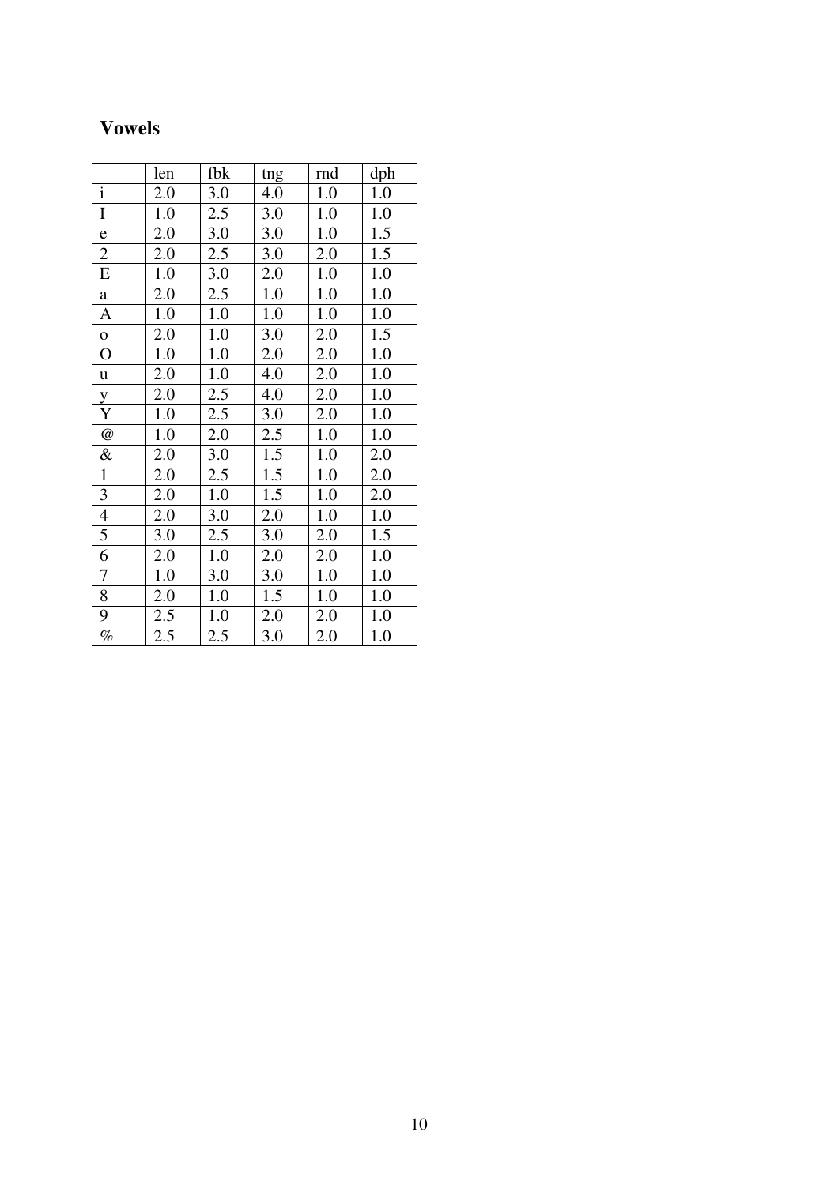## Vowels

| | len | fbk | tng | rnd | dph |
|---|---|---|---|---|---|
| i | 2.0 | 3.0 | 4.0 | 1.0 | 1.0 |
| I | 1.0 | 2.5 | 3.0 | 1.0 | 1.0 |
| e | 2.0 | 3.0 | 3.0 | 1.0 | 1.5 |
| 2 | 2.0 | 2.5 | 3.0 | 2.0 | 1.5 |
| E | 1.0 | 3.0 | 2.0 | 1.0 | 1.0 |
| a | 2.0 | 2.5 | 1.0 | 1.0 | 1.0 |
| A | 1.0 | 1.0 | 1.0 | 1.0 | 1.0 |
| o | 2.0 | 1.0 | 3.0 | 2.0 | 1.5 |
| O | 1.0 | 1.0 | 2.0 | 2.0 | 1.0 |
| u | 2.0 | 1.0 | 4.0 | 2.0 | 1.0 |
| y | 2.0 | 2.5 | 4.0 | 2.0 | 1.0 |
| Y | 1.0 | 2.5 | 3.0 | 2.0 | 1.0 |
| @ | 1.0 | 2.0 | 2.5 | 1.0 | 1.0 |
| & | 2.0 | 3.0 | 1.5 | 1.0 | 2.0 |
| 1 | 2.0 | 2.5 | 1.5 | 1.0 | 2.0 |
| 3 | 2.0 | 1.0 | 1.5 | 1.0 | 2.0 |
| 4 | 2.0 | 3.0 | 2.0 | 1.0 | 1.0 |
| 5 | 3.0 | 2.5 | 3.0 | 2.0 | 1.5 |
| 6 | 2.0 | 1.0 | 2.0 | 2.0 | 1.0 |
| 7 | 1.0 | 3.0 | 3.0 | 1.0 | 1.0 |
| 8 | 2.0 | 1.0 | 1.5 | 1.0 | 1.0 |
| 9 | 2.5 | 1.0 | 2.0 | 2.0 | 1.0 |
| % | 2.5 | 2.5 | 3.0 | 2.0 | 1.0 |